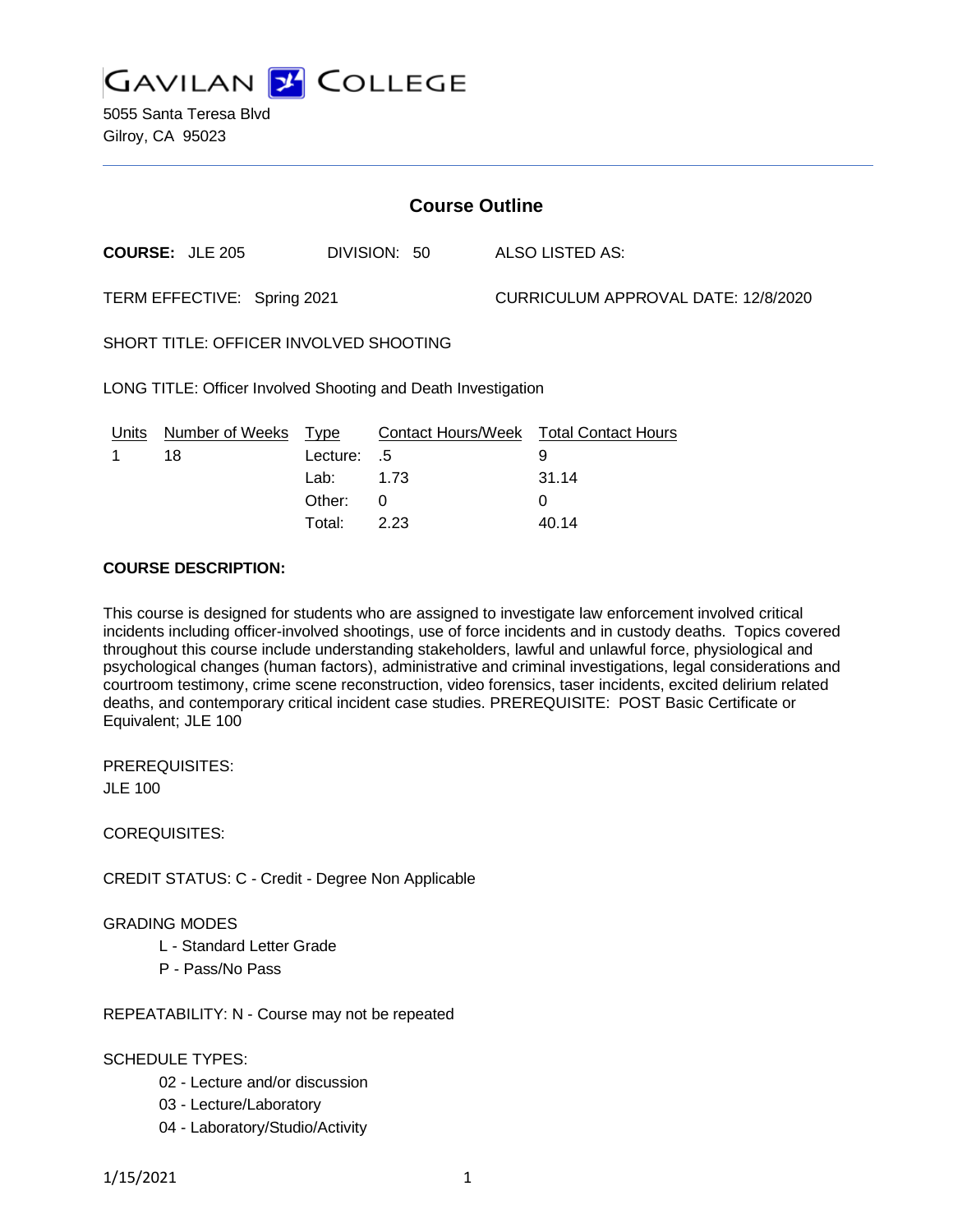# GAVILAN COLLEGE

5055 Santa Teresa Blvd
Gilroy, CA 95023

## Course Outline

**COURSE:** JLE 205 DIVISION: 50 ALSO LISTED AS:

TERM EFFECTIVE: Spring 2021 CURRICULUM APPROVAL DATE: 12/8/2020

SHORT TITLE: OFFICER INVOLVED SHOOTING

LONG TITLE: Officer Involved Shooting and Death Investigation

| Units | Number of Weeks | Type | Contact Hours/Week | Total Contact Hours |
|---|---|---|---|---|
| 1 | 18 | Lecture: | .5 | 9 |
| | | Lab: | 1.73 | 31.14 |
| | | Other: | 0 | 0 |
| | | Total: | 2.23 | 40.14 |

**COURSE DESCRIPTION:**

This course is designed for students who are assigned to investigate law enforcement involved critical incidents including officer-involved shootings, use of force incidents and in custody deaths. Topics covered throughout this course include understanding stakeholders, lawful and unlawful force, physiological and psychological changes (human factors), administrative and criminal investigations, legal considerations and courtroom testimony, crime scene reconstruction, video forensics, taser incidents, excited delirium related deaths, and contemporary critical incident case studies. PREREQUISITE: POST Basic Certificate or Equivalent; JLE 100

PREREQUISITES:
JLE 100

COREQUISITES:

CREDIT STATUS: C - Credit - Degree Non Applicable

GRADING MODES

- L - Standard Letter Grade
- P - Pass/No Pass

REPEATABILITY: N - Course may not be repeated

SCHEDULE TYPES:

- 02 - Lecture and/or discussion
- 03 - Lecture/Laboratory
- 04 - Laboratory/Studio/Activity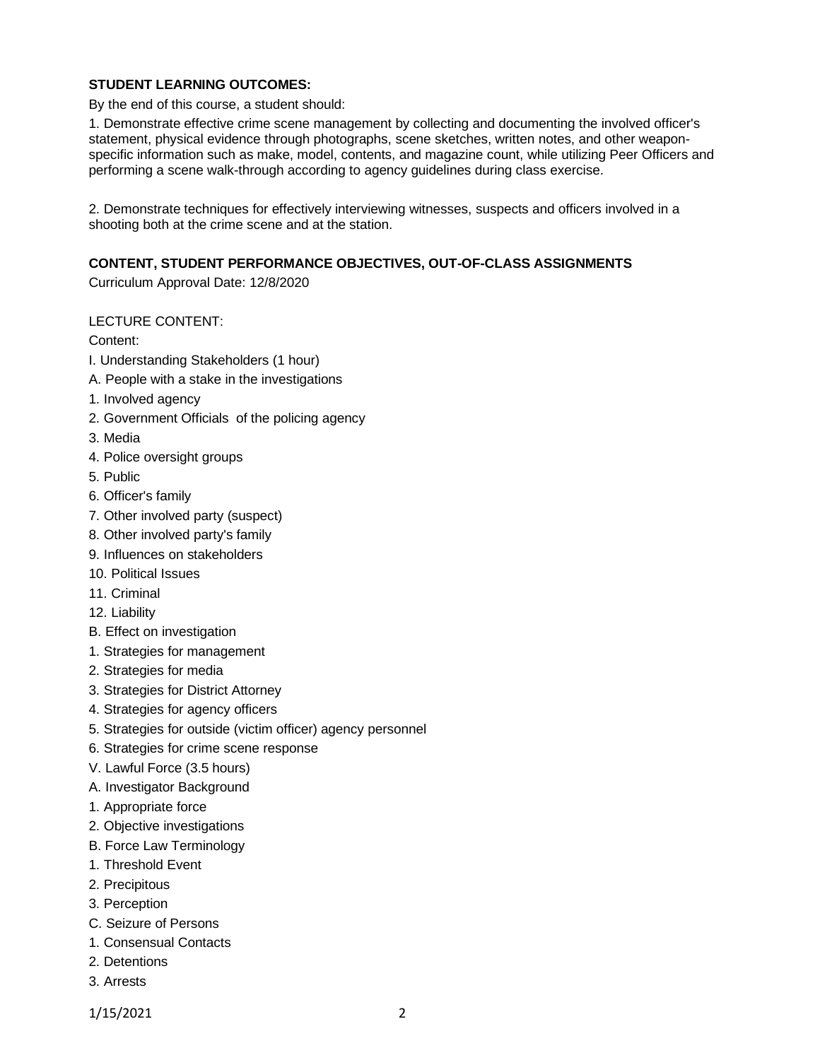**STUDENT LEARNING OUTCOMES:**

By the end of this course, a student should:

1. Demonstrate effective crime scene management by collecting and documenting the involved officer's statement, physical evidence through photographs, scene sketches, written notes, and other weapon-specific information such as make, model, contents, and magazine count, while utilizing Peer Officers and performing a scene walk-through according to agency guidelines during class exercise.

2. Demonstrate techniques for effectively interviewing witnesses, suspects and officers involved in a shooting both at the crime scene and at the station.

**CONTENT, STUDENT PERFORMANCE OBJECTIVES, OUT-OF-CLASS ASSIGNMENTS**

Curriculum Approval Date: 12/8/2020

LECTURE CONTENT:

Content:

I. Understanding Stakeholders (1 hour)

A. People with a stake in the investigations

1. Involved agency

2. Government Officials of the policing agency

3. Media

4. Police oversight groups

5. Public

6. Officer's family

7. Other involved party (suspect)

8. Other involved party's family

9. Influences on stakeholders

10. Political Issues

11. Criminal

12. Liability

B. Effect on investigation

1. Strategies for management

2. Strategies for media

3. Strategies for District Attorney

4. Strategies for agency officers

5. Strategies for outside (victim officer) agency personnel

6. Strategies for crime scene response

V. Lawful Force (3.5 hours)

A. Investigator Background

1. Appropriate force

2. Objective investigations

B. Force Law Terminology

1. Threshold Event

2. Precipitous

3. Perception

C. Seizure of Persons

1. Consensual Contacts

2. Detentions

3. Arrests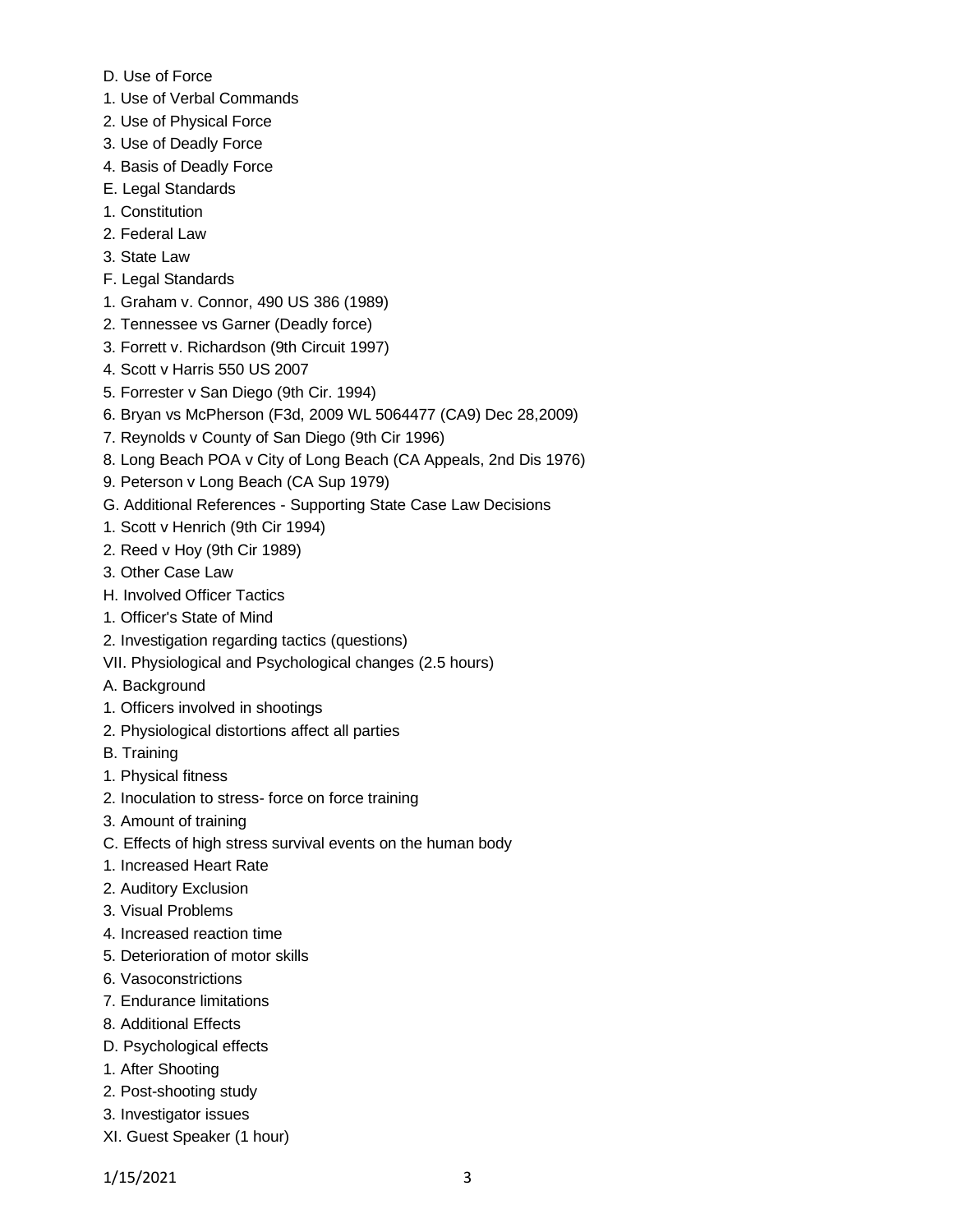D. Use of Force

1. Use of Verbal Commands
2. Use of Physical Force
3. Use of Deadly Force
4. Basis of Deadly Force

E. Legal Standards

1. Constitution
2. Federal Law
3. State Law

F. Legal Standards

1. Graham v. Connor, 490 US 386 (1989)
2. Tennessee vs Garner (Deadly force)
3. Forrett v. Richardson (9th Circuit 1997)
4. Scott v Harris 550 US 2007
5. Forrester v San Diego (9th Cir. 1994)
6. Bryan vs McPherson (F3d, 2009 WL 5064477 (CA9) Dec 28,2009)
7. Reynolds v County of San Diego (9th Cir 1996)
8. Long Beach POA v City of Long Beach (CA Appeals, 2nd Dis 1976)
9. Peterson v Long Beach (CA Sup 1979)

G. Additional References - Supporting State Case Law Decisions

1. Scott v Henrich (9th Cir 1994)
2. Reed v Hoy (9th Cir 1989)
3. Other Case Law

H. Involved Officer Tactics

1. Officer's State of Mind
2. Investigation regarding tactics (questions)

VII. Physiological and Psychological changes (2.5 hours)

A. Background

1. Officers involved in shootings
2. Physiological distortions affect all parties

B. Training

1. Physical fitness
2. Inoculation to stress- force on force training
3. Amount of training

C. Effects of high stress survival events on the human body

1. Increased Heart Rate
2. Auditory Exclusion
3. Visual Problems
4. Increased reaction time
5. Deterioration of motor skills
6. Vasoconstrictions
7. Endurance limitations
8. Additional Effects

D. Psychological effects

1. After Shooting
2. Post-shooting study
3. Investigator issues

XI. Guest Speaker (1 hour)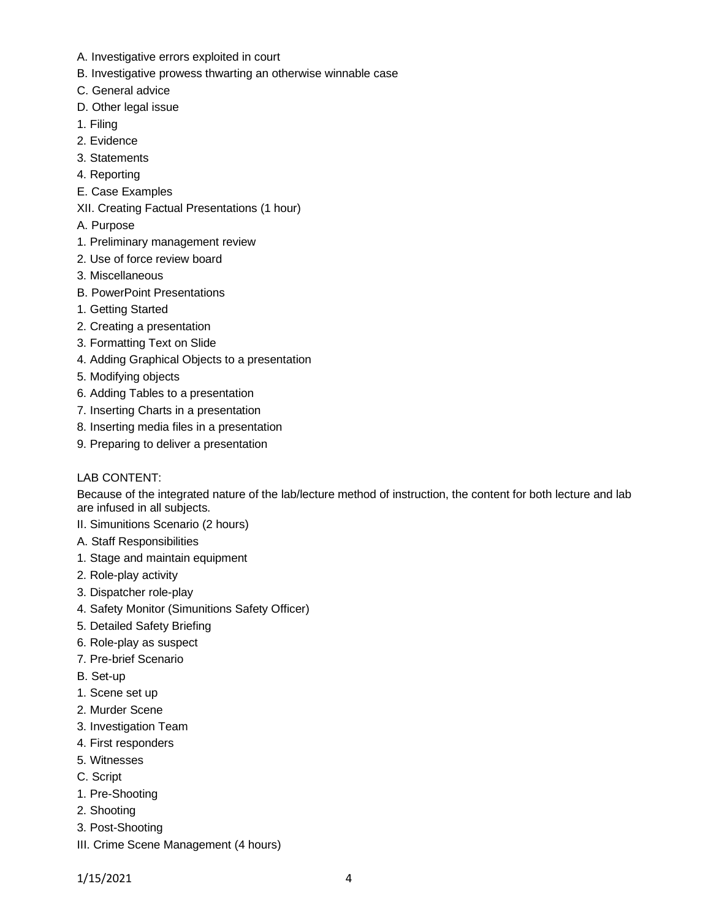A. Investigative errors exploited in court

B. Investigative prowess thwarting an otherwise winnable case

C. General advice

D. Other legal issue

1. Filing

2. Evidence

3. Statements

4. Reporting

E. Case Examples

XII. Creating Factual Presentations (1 hour)

A. Purpose

1. Preliminary management review

2. Use of force review board

3. Miscellaneous

B. PowerPoint Presentations

1. Getting Started

2. Creating a presentation

3. Formatting Text on Slide

4. Adding Graphical Objects to a presentation

5. Modifying objects

6. Adding Tables to a presentation

7. Inserting Charts in a presentation

8. Inserting media files in a presentation

9. Preparing to deliver a presentation

LAB CONTENT:

Because of the integrated nature of the lab/lecture method of instruction, the content for both lecture and lab are infused in all subjects.

II. Simunitions Scenario (2 hours)

A. Staff Responsibilities

1. Stage and maintain equipment

2. Role-play activity

3. Dispatcher role-play

4. Safety Monitor (Simunitions Safety Officer)

5. Detailed Safety Briefing

6. Role-play as suspect

7. Pre-brief Scenario

B. Set-up

1. Scene set up

2. Murder Scene

3. Investigation Team

4. First responders

5. Witnesses

C. Script

1. Pre-Shooting

2. Shooting

3. Post-Shooting

III. Crime Scene Management (4 hours)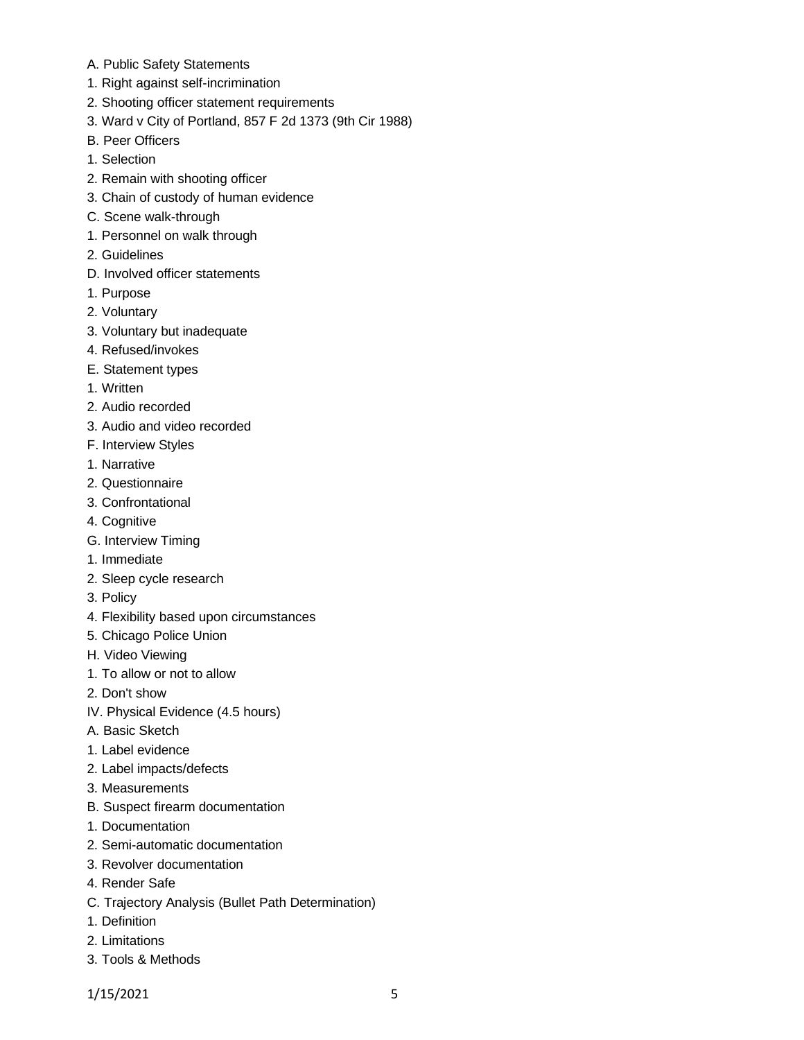A. Public Safety Statements

1. Right against self-incrimination
2. Shooting officer statement requirements
3. Ward v City of Portland, 857 F 2d 1373 (9th Cir 1988)

B. Peer Officers

1. Selection
2. Remain with shooting officer
3. Chain of custody of human evidence

C. Scene walk-through

1. Personnel on walk through
2. Guidelines

D. Involved officer statements

1. Purpose
2. Voluntary
3. Voluntary but inadequate
4. Refused/invokes

E. Statement types

1. Written
2. Audio recorded
3. Audio and video recorded

F. Interview Styles

1. Narrative
2. Questionnaire
3. Confrontational
4. Cognitive

G. Interview Timing

1. Immediate
2. Sleep cycle research
3. Policy
4. Flexibility based upon circumstances
5. Chicago Police Union

H. Video Viewing

1. To allow or not to allow
2. Don't show

IV. Physical Evidence (4.5 hours)

A. Basic Sketch

1. Label evidence
2. Label impacts/defects
3. Measurements

B. Suspect firearm documentation

1. Documentation
2. Semi-automatic documentation
3. Revolver documentation
4. Render Safe

C. Trajectory Analysis (Bullet Path Determination)

1. Definition
2. Limitations
3. Tools & Methods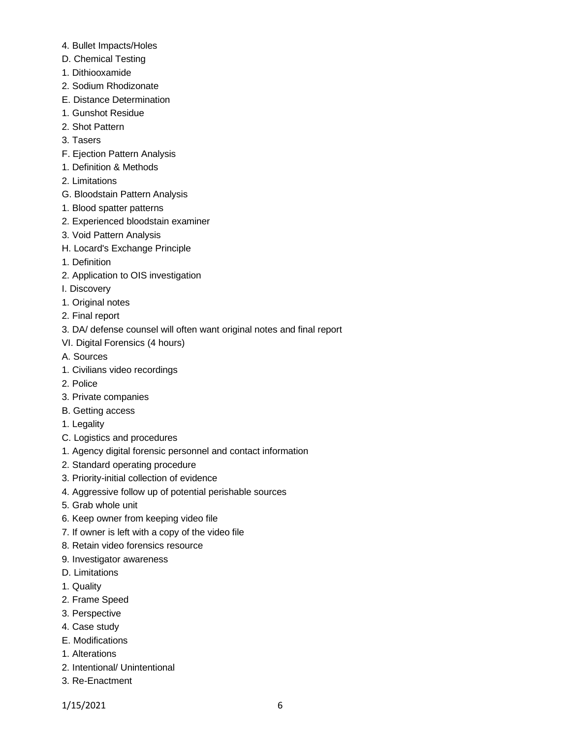4. Bullet Impacts/Holes

D. Chemical Testing

1. Dithiooxamide
2. Sodium Rhodizonate

E. Distance Determination

1. Gunshot Residue
2. Shot Pattern
3. Tasers

F. Ejection Pattern Analysis

1. Definition & Methods
2. Limitations

G. Bloodstain Pattern Analysis

1. Blood spatter patterns
2. Experienced bloodstain examiner
3. Void Pattern Analysis

H. Locard's Exchange Principle

1. Definition
2. Application to OIS investigation

I. Discovery

1. Original notes
2. Final report
3. DA/ defense counsel will often want original notes and final report

VI. Digital Forensics (4 hours)

A. Sources

1. Civilians video recordings
2. Police
3. Private companies

B. Getting access

1. Legality

C. Logistics and procedures

1. Agency digital forensic personnel and contact information
2. Standard operating procedure
3. Priority-initial collection of evidence
4. Aggressive follow up of potential perishable sources
5. Grab whole unit
6. Keep owner from keeping video file
7. If owner is left with a copy of the video file
8. Retain video forensics resource
9. Investigator awareness

D. Limitations

1. Quality
2. Frame Speed
3. Perspective
4. Case study

E. Modifications

1. Alterations
2. Intentional/ Unintentional
3. Re-Enactment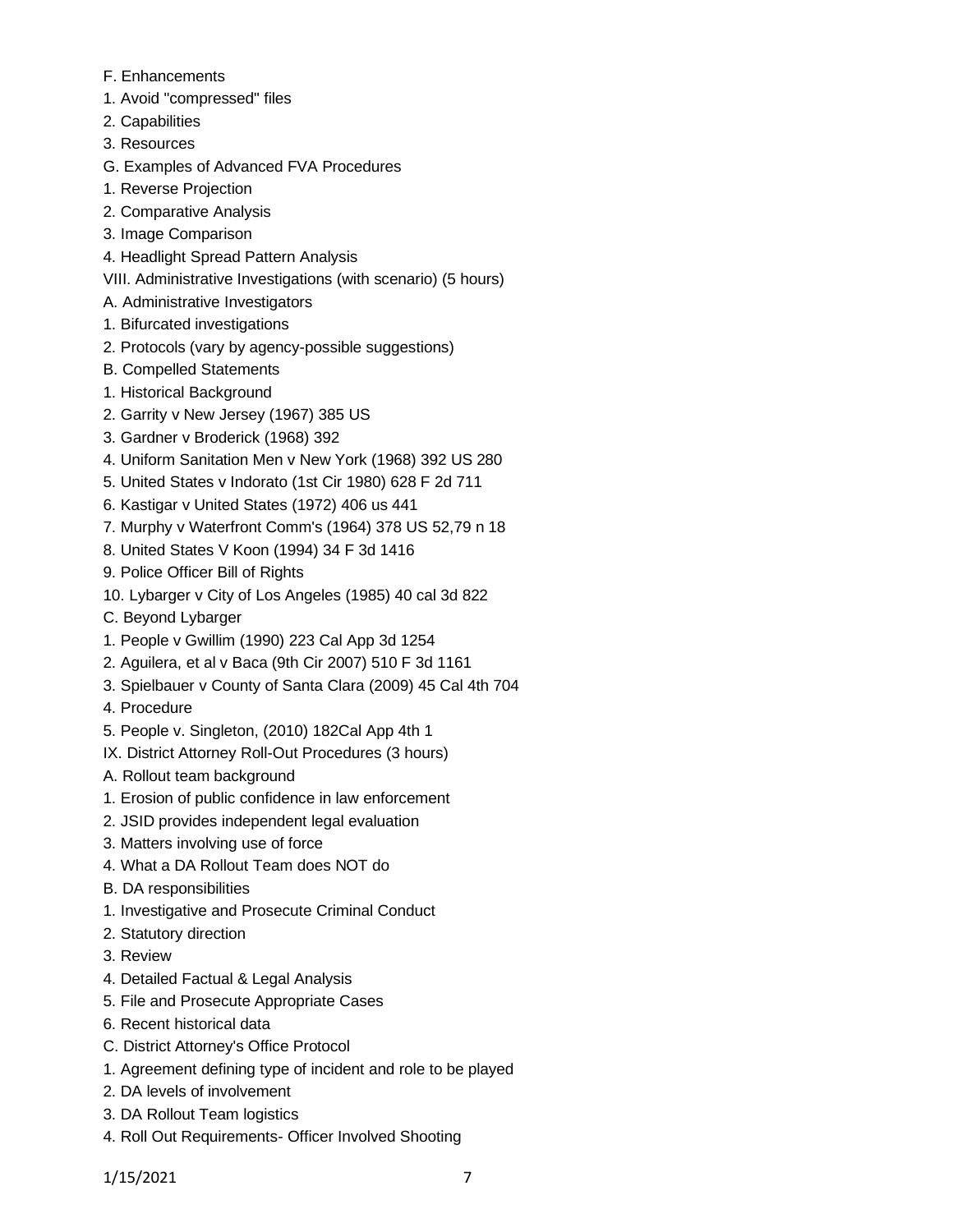F. Enhancements

1. Avoid "compressed" files
2. Capabilities
3. Resources

G. Examples of Advanced FVA Procedures

1. Reverse Projection
2. Comparative Analysis
3. Image Comparison
4. Headlight Spread Pattern Analysis

VIII. Administrative Investigations (with scenario) (5 hours)

A. Administrative Investigators

1. Bifurcated investigations
2. Protocols (vary by agency-possible suggestions)

B. Compelled Statements

1. Historical Background
2. Garrity v New Jersey (1967) 385 US
3. Gardner v Broderick (1968) 392
4. Uniform Sanitation Men v New York (1968) 392 US 280
5. United States v Indorato (1st Cir 1980) 628 F 2d 711
6. Kastigar v United States (1972) 406 us 441
7. Murphy v Waterfront Comm's (1964) 378 US 52,79 n 18
8. United States V Koon (1994) 34 F 3d 1416
9. Police Officer Bill of Rights
10. Lybarger v City of Los Angeles (1985) 40 cal 3d 822

C. Beyond Lybarger

1. People v Gwillim (1990) 223 Cal App 3d 1254
2. Aguilera, et al v Baca (9th Cir 2007) 510 F 3d 1161
3. Spielbauer v County of Santa Clara (2009) 45 Cal 4th 704
4. Procedure
5. People v. Singleton, (2010) 182Cal App 4th 1

IX. District Attorney Roll-Out Procedures (3 hours)

A. Rollout team background

1. Erosion of public confidence in law enforcement
2. JSID provides independent legal evaluation
3. Matters involving use of force
4. What a DA Rollout Team does NOT do

B. DA responsibilities

1. Investigative and Prosecute Criminal Conduct
2. Statutory direction
3. Review
4. Detailed Factual & Legal Analysis
5. File and Prosecute Appropriate Cases
6. Recent historical data

C. District Attorney's Office Protocol

1. Agreement defining type of incident and role to be played
2. DA levels of involvement
3. DA Rollout Team logistics
4. Roll Out Requirements- Officer Involved Shooting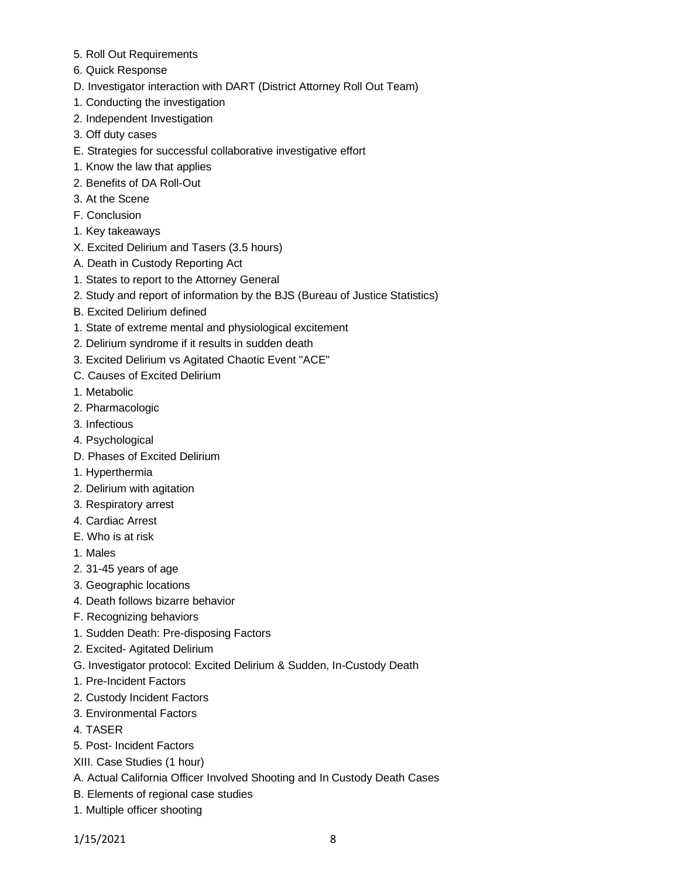5. Roll Out Requirements
6. Quick Response
D. Investigator interaction with DART (District Attorney Roll Out Team)
1. Conducting the investigation
2. Independent Investigation
3. Off duty cases
E. Strategies for successful collaborative investigative effort
1. Know the law that applies
2. Benefits of DA Roll-Out
3. At the Scene
F. Conclusion
1. Key takeaways
X. Excited Delirium and Tasers (3.5 hours)
A. Death in Custody Reporting Act
1. States to report to the Attorney General
2. Study and report of information by the BJS (Bureau of Justice Statistics)
B. Excited Delirium defined
1. State of extreme mental and physiological excitement
2. Delirium syndrome if it results in sudden death
3. Excited Delirium vs Agitated Chaotic Event "ACE"
C. Causes of Excited Delirium
1. Metabolic
2. Pharmacologic
3. Infectious
4. Psychological
D. Phases of Excited Delirium
1. Hyperthermia
2. Delirium with agitation
3. Respiratory arrest
4. Cardiac Arrest
E. Who is at risk
1. Males
2. 31-45 years of age
3. Geographic locations
4. Death follows bizarre behavior
F. Recognizing behaviors
1. Sudden Death: Pre-disposing Factors
2. Excited- Agitated Delirium
G. Investigator protocol: Excited Delirium & Sudden, In-Custody Death
1. Pre-Incident Factors
2. Custody Incident Factors
3. Environmental Factors
4. TASER
5. Post- Incident Factors
XIII. Case Studies (1 hour)
A. Actual California Officer Involved Shooting and In Custody Death Cases
B. Elements of regional case studies
1. Multiple officer shooting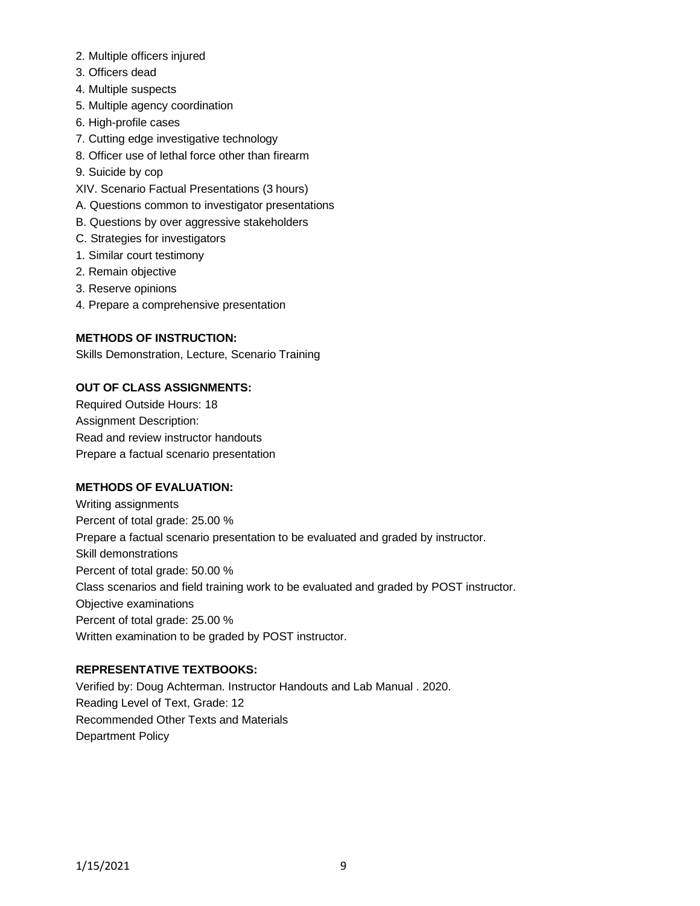2. Multiple officers injured
3. Officers dead
4. Multiple suspects
5. Multiple agency coordination
6. High-profile cases
7. Cutting edge investigative technology
8. Officer use of lethal force other than firearm
9. Suicide by cop

XIV. Scenario Factual Presentations (3 hours)

A. Questions common to investigator presentations

B. Questions by over aggressive stakeholders

C. Strategies for investigators

1. Similar court testimony
2. Remain objective
3. Reserve opinions
4. Prepare a comprehensive presentation

**METHODS OF INSTRUCTION:**

Skills Demonstration, Lecture, Scenario Training

**OUT OF CLASS ASSIGNMENTS:**

Required Outside Hours: 18

Assignment Description:

Read and review instructor handouts

Prepare a factual scenario presentation

**METHODS OF EVALUATION:**

Writing assignments

Percent of total grade: 25.00 %

Prepare a factual scenario presentation to be evaluated and graded by instructor.

Skill demonstrations

Percent of total grade: 50.00 %

Class scenarios and field training work to be evaluated and graded by POST instructor.

Objective examinations

Percent of total grade: 25.00 %

Written examination to be graded by POST instructor.

**REPRESENTATIVE TEXTBOOKS:**

Verified by: Doug Achterman. Instructor Handouts and Lab Manual . 2020.

Reading Level of Text, Grade: 12

Recommended Other Texts and Materials

Department Policy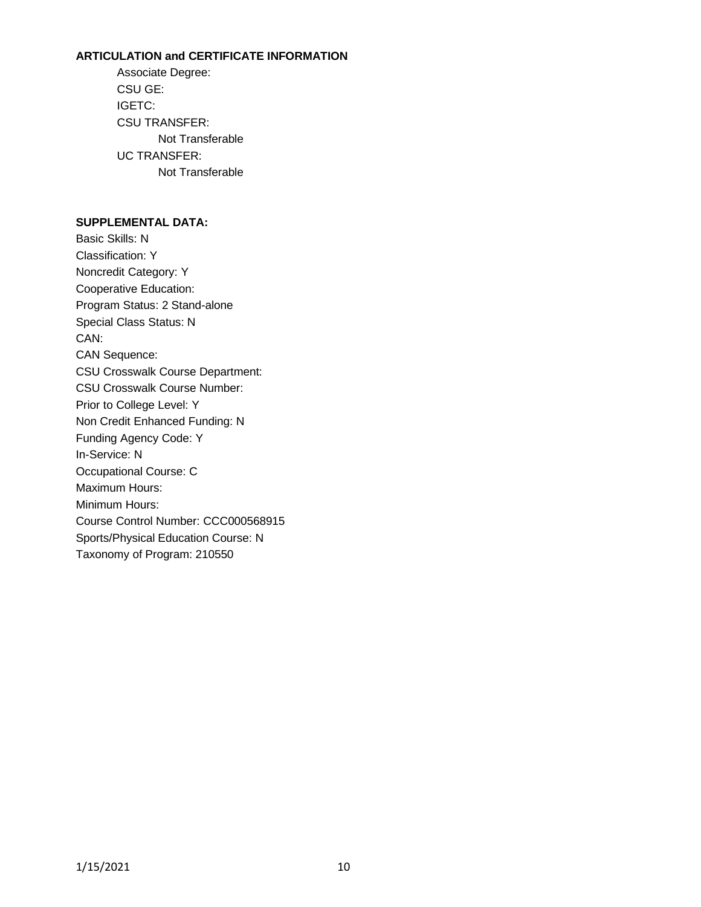**ARTICULATION and CERTIFICATE INFORMATION**

Associate Degree:

CSU GE:

IGETC:

CSU TRANSFER:

Not Transferable

UC TRANSFER:

Not Transferable

**SUPPLEMENTAL DATA:**

Basic Skills: N

Classification: Y

Noncredit Category: Y

Cooperative Education:

Program Status: 2 Stand-alone

Special Class Status: N

CAN:

CAN Sequence:

CSU Crosswalk Course Department:

CSU Crosswalk Course Number:

Prior to College Level: Y

Non Credit Enhanced Funding: N

Funding Agency Code: Y

In-Service: N

Occupational Course: C

Maximum Hours:

Minimum Hours:

Course Control Number: CCC000568915

Sports/Physical Education Course: N

Taxonomy of Program: 210550